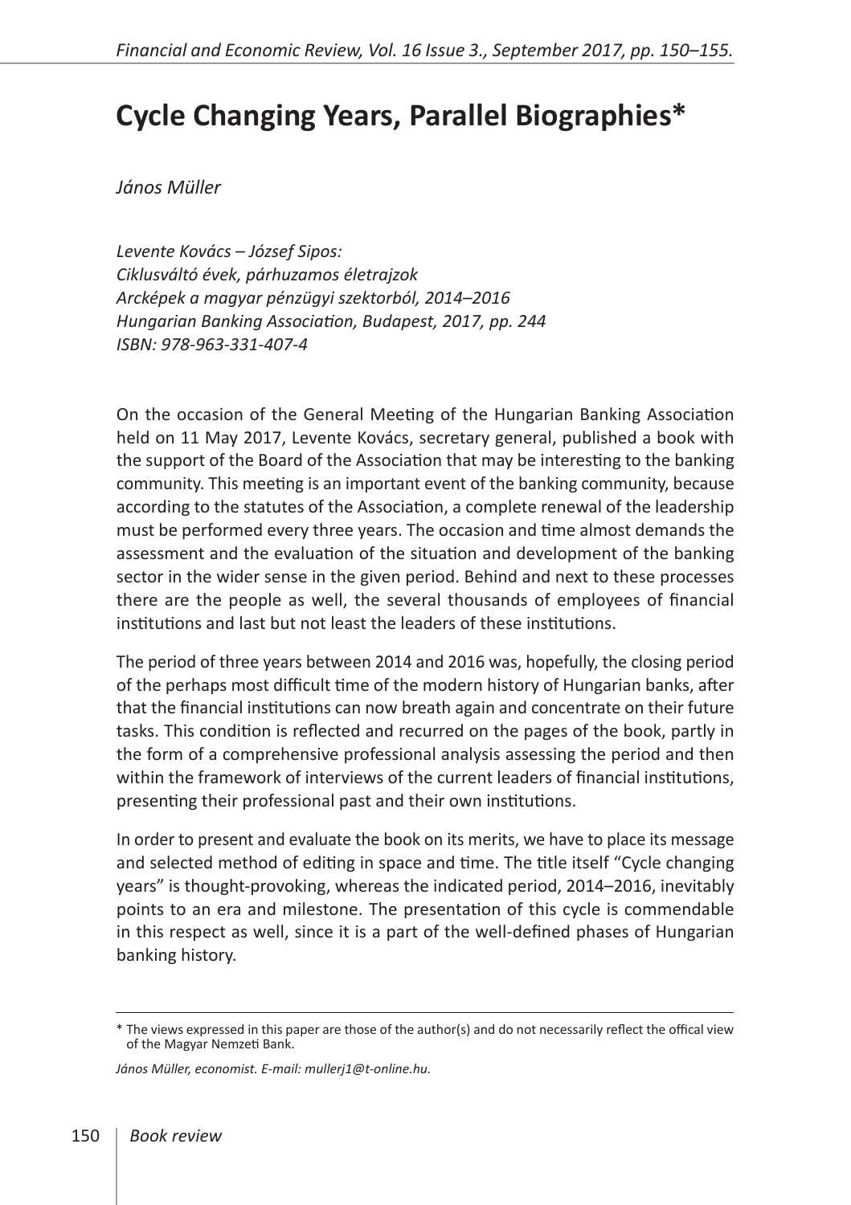# Cycle Changing Years, Parallel Biographies*

*János Müller*

*Levente Kovács – József Sipos:*
*Ciklusváltó évek, párhuzamos életrajzok*
*Arcképek a magyar pénzügyi szektorból, 2014–2016*
*Hungarian Banking Association, Budapest, 2017, pp. 244*
*ISBN: 978-963-331-407-4*

On the occasion of the General Meeting of the Hungarian Banking Association held on 11 May 2017, Levente Kovács, secretary general, published a book with the support of the Board of the Association that may be interesting to the banking community. This meeting is an important event of the banking community, because according to the statutes of the Association, a complete renewal of the leadership must be performed every three years. The occasion and time almost demands the assessment and the evaluation of the situation and development of the banking sector in the wider sense in the given period. Behind and next to these processes there are the people as well, the several thousands of employees of financial institutions and last but not least the leaders of these institutions.

The period of three years between 2014 and 2016 was, hopefully, the closing period of the perhaps most difficult time of the modern history of Hungarian banks, after that the financial institutions can now breath again and concentrate on their future tasks. This condition is reflected and recurred on the pages of the book, partly in the form of a comprehensive professional analysis assessing the period and then within the framework of interviews of the current leaders of financial institutions, presenting their professional past and their own institutions.

In order to present and evaluate the book on its merits, we have to place its message and selected method of editing in space and time. The title itself "Cycle changing years" is thought-provoking, whereas the indicated period, 2014–2016, inevitably points to an era and milestone. The presentation of this cycle is commendable in this respect as well, since it is a part of the well-defined phases of Hungarian banking history.

---

\* The views expressed in this paper are those of the author(s) and do not necessarily reflect the offical view of the Magyar Nemzeti Bank.

*János Müller, economist. E-mail: mullerj1@t-online.hu.*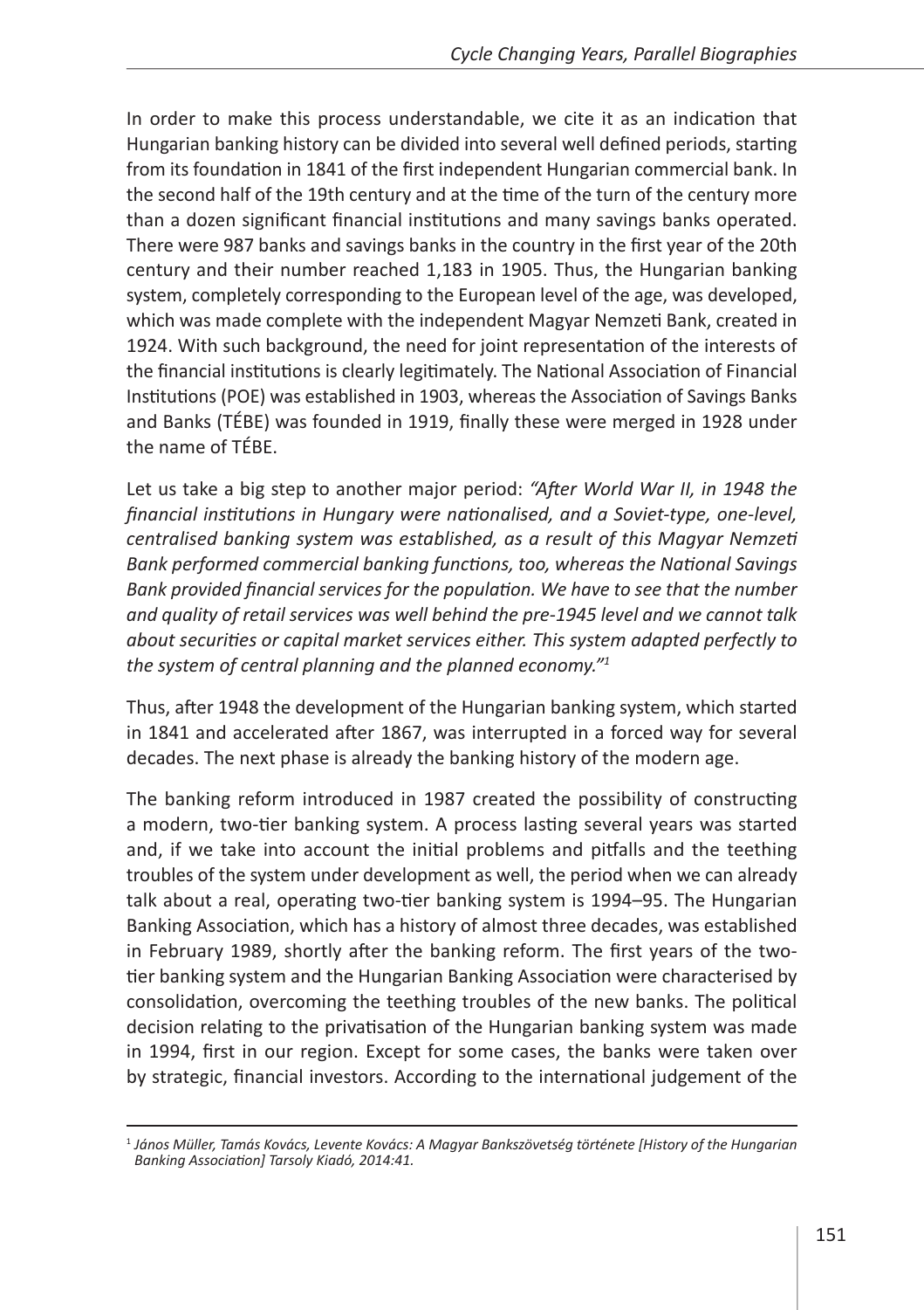In order to make this process understandable, we cite it as an indication that Hungarian banking history can be divided into several well defined periods, starting from its foundation in 1841 of the first independent Hungarian commercial bank. In the second half of the 19th century and at the time of the turn of the century more than a dozen significant financial institutions and many savings banks operated. There were 987 banks and savings banks in the country in the first year of the 20th century and their number reached 1,183 in 1905. Thus, the Hungarian banking system, completely corresponding to the European level of the age, was developed, which was made complete with the independent Magyar Nemzeti Bank, created in 1924. With such background, the need for joint representation of the interests of the financial institutions is clearly legitimately. The National Association of Financial Institutions (POE) was established in 1903, whereas the Association of Savings Banks and Banks (TÉBE) was founded in 1919, finally these were merged in 1928 under the name of TÉBE.

Let us take a big step to another major period: *"After World War II, in 1948 the financial institutions in Hungary were nationalised, and a Soviet-type, one-level, centralised banking system was established, as a result of this Magyar Nemzeti Bank performed commercial banking functions, too, whereas the National Savings Bank provided financial services for the population. We have to see that the number and quality of retail services was well behind the pre-1945 level and we cannot talk about securities or capital market services either. This system adapted perfectly to the system of central planning and the planned economy."*[1]

Thus, after 1948 the development of the Hungarian banking system, which started in 1841 and accelerated after 1867, was interrupted in a forced way for several decades. The next phase is already the banking history of the modern age.

The banking reform introduced in 1987 created the possibility of constructing a modern, two-tier banking system. A process lasting several years was started and, if we take into account the initial problems and pitfalls and the teething troubles of the system under development as well, the period when we can already talk about a real, operating two-tier banking system is 1994–95. The Hungarian Banking Association, which has a history of almost three decades, was established in February 1989, shortly after the banking reform. The first years of the two-tier banking system and the Hungarian Banking Association were characterised by consolidation, overcoming the teething troubles of the new banks. The political decision relating to the privatisation of the Hungarian banking system was made in 1994, first in our region. Except for some cases, the banks were taken over by strategic, financial investors. According to the international judgement of the

[1] *János Müller, Tamás Kovács, Levente Kovács: A Magyar Bankszövetség története [History of the Hungarian Banking Association] Tarsoly Kiadó, 2014:41.*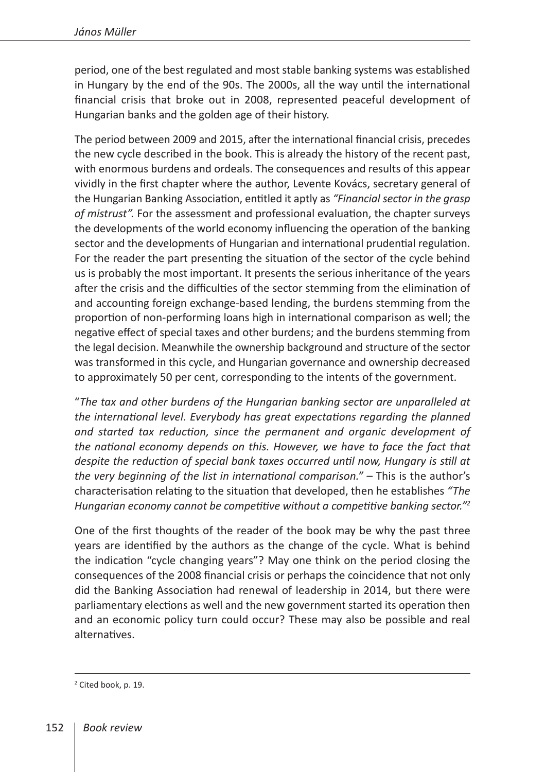period, one of the best regulated and most stable banking systems was established in Hungary by the end of the 90s. The 2000s, all the way until the international financial crisis that broke out in 2008, represented peaceful development of Hungarian banks and the golden age of their history.

The period between 2009 and 2015, after the international financial crisis, precedes the new cycle described in the book. This is already the history of the recent past, with enormous burdens and ordeals. The consequences and results of this appear vividly in the first chapter where the author, Levente Kovács, secretary general of the Hungarian Banking Association, entitled it aptly as *"Financial sector in the grasp of mistrust".* For the assessment and professional evaluation, the chapter surveys the developments of the world economy influencing the operation of the banking sector and the developments of Hungarian and international prudential regulation. For the reader the part presenting the situation of the sector of the cycle behind us is probably the most important. It presents the serious inheritance of the years after the crisis and the difficulties of the sector stemming from the elimination of and accounting foreign exchange-based lending, the burdens stemming from the proportion of non-performing loans high in international comparison as well; the negative effect of special taxes and other burdens; and the burdens stemming from the legal decision. Meanwhile the ownership background and structure of the sector was transformed in this cycle, and Hungarian governance and ownership decreased to approximately 50 per cent, corresponding to the intents of the government.

"*The tax and other burdens of the Hungarian banking sector are unparalleled at the international level. Everybody has great expectations regarding the planned and started tax reduction, since the permanent and organic development of the national economy depends on this. However, we have to face the fact that despite the reduction of special bank taxes occurred until now, Hungary is still at the very beginning of the list in international comparison."* – This is the author's characterisation relating to the situation that developed, then he establishes *"The Hungarian economy cannot be competitive without a competitive banking sector."*[2]

One of the first thoughts of the reader of the book may be why the past three years are identified by the authors as the change of the cycle. What is behind the indication "cycle changing years"? May one think on the period closing the consequences of the 2008 financial crisis or perhaps the coincidence that not only did the Banking Association had renewal of leadership in 2014, but there were parliamentary elections as well and the new government started its operation then and an economic policy turn could occur? These may also be possible and real alternatives.

[2] Cited book, p. 19.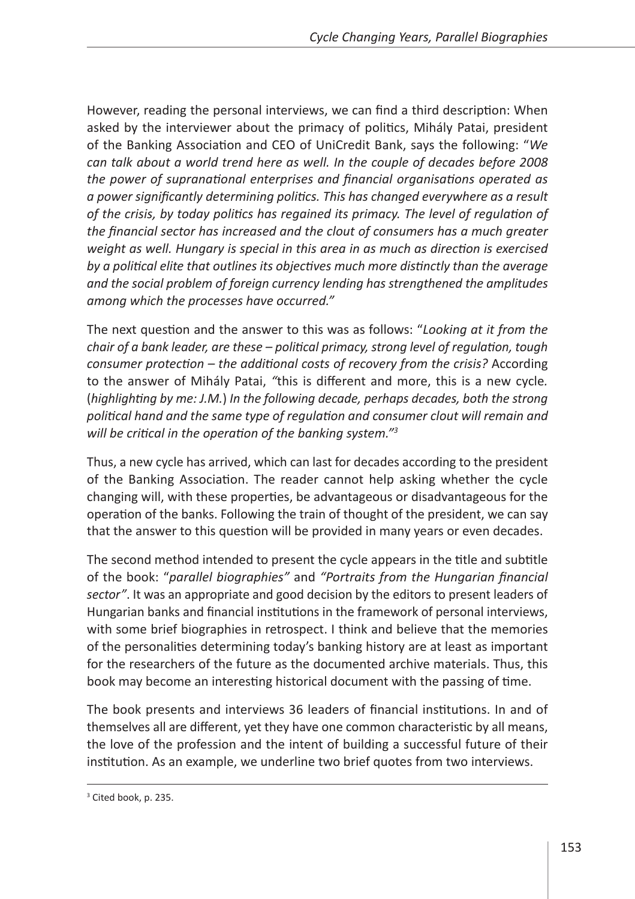However, reading the personal interviews, we can find a third description: When asked by the interviewer about the primacy of politics, Mihály Patai, president of the Banking Association and CEO of UniCredit Bank, says the following: "*We can talk about a world trend here as well. In the couple of decades before 2008 the power of supranational enterprises and financial organisations operated as a power significantly determining politics. This has changed everywhere as a result of the crisis, by today politics has regained its primacy. The level of regulation of the financial sector has increased and the clout of consumers has a much greater weight as well. Hungary is special in this area in as much as direction is exercised by a political elite that outlines its objectives much more distinctly than the average and the social problem of foreign currency lending has strengthened the amplitudes among which the processes have occurred.*"

The next question and the answer to this was as follows: "*Looking at it from the chair of a bank leader, are these – political primacy, strong level of regulation, tough consumer protection – the additional costs of recovery from the crisis?* According to the answer of Mihály Patai, *"*this is different and more, this is a new cycle*.* (*highlighting by me: J.M.*) *In the following decade, perhaps decades, both the strong political hand and the same type of regulation and consumer clout will remain and will be critical in the operation of the banking system."*[3]

Thus, a new cycle has arrived, which can last for decades according to the president of the Banking Association. The reader cannot help asking whether the cycle changing will, with these properties, be advantageous or disadvantageous for the operation of the banks. Following the train of thought of the president, we can say that the answer to this question will be provided in many years or even decades.

The second method intended to present the cycle appears in the title and subtitle of the book: "*parallel biographies"* and *"Portraits from the Hungarian financial sector"*. It was an appropriate and good decision by the editors to present leaders of Hungarian banks and financial institutions in the framework of personal interviews, with some brief biographies in retrospect. I think and believe that the memories of the personalities determining today's banking history are at least as important for the researchers of the future as the documented archive materials. Thus, this book may become an interesting historical document with the passing of time.

The book presents and interviews 36 leaders of financial institutions. In and of themselves all are different, yet they have one common characteristic by all means, the love of the profession and the intent of building a successful future of their institution. As an example, we underline two brief quotes from two interviews.

---

[3] Cited book, p. 235.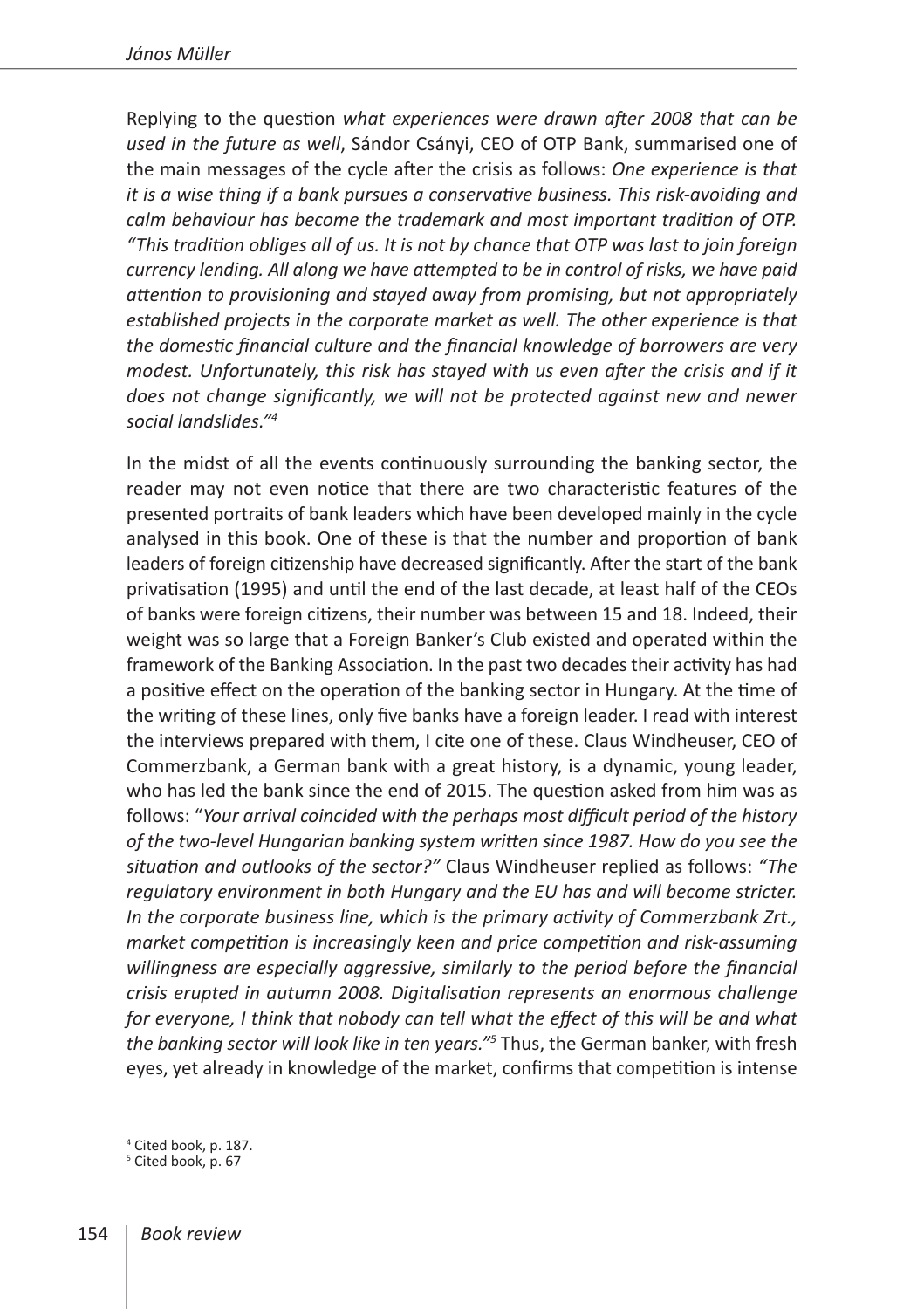Replying to the question *what experiences were drawn after 2008 that can be used in the future as well*, Sándor Csányi, CEO of OTP Bank, summarised one of the main messages of the cycle after the crisis as follows: *One experience is that it is a wise thing if a bank pursues a conservative business. This risk-avoiding and calm behaviour has become the trademark and most important tradition of OTP. "This tradition obliges all of us. It is not by chance that OTP was last to join foreign currency lending. All along we have attempted to be in control of risks, we have paid attention to provisioning and stayed away from promising, but not appropriately established projects in the corporate market as well. The other experience is that the domestic financial culture and the financial knowledge of borrowers are very modest. Unfortunately, this risk has stayed with us even after the crisis and if it does not change significantly, we will not be protected against new and newer social landslides."*[4]

In the midst of all the events continuously surrounding the banking sector, the reader may not even notice that there are two characteristic features of the presented portraits of bank leaders which have been developed mainly in the cycle analysed in this book. One of these is that the number and proportion of bank leaders of foreign citizenship have decreased significantly. After the start of the bank privatisation (1995) and until the end of the last decade, at least half of the CEOs of banks were foreign citizens, their number was between 15 and 18. Indeed, their weight was so large that a Foreign Banker's Club existed and operated within the framework of the Banking Association. In the past two decades their activity has had a positive effect on the operation of the banking sector in Hungary. At the time of the writing of these lines, only five banks have a foreign leader. I read with interest the interviews prepared with them, I cite one of these. Claus Windheuser, CEO of Commerzbank, a German bank with a great history, is a dynamic, young leader, who has led the bank since the end of 2015. The question asked from him was as follows: "*Your arrival coincided with the perhaps most difficult period of the history of the two-level Hungarian banking system written since 1987. How do you see the situation and outlooks of the sector?"* Claus Windheuser replied as follows: *"The regulatory environment in both Hungary and the EU has and will become stricter. In the corporate business line, which is the primary activity of Commerzbank Zrt., market competition is increasingly keen and price competition and risk-assuming willingness are especially aggressive, similarly to the period before the financial crisis erupted in autumn 2008. Digitalisation represents an enormous challenge for everyone, I think that nobody can tell what the effect of this will be and what the banking sector will look like in ten years."*[5] Thus, the German banker, with fresh eyes, yet already in knowledge of the market, confirms that competition is intense

---

[4] Cited book, p. 187.

[5] Cited book, p. 67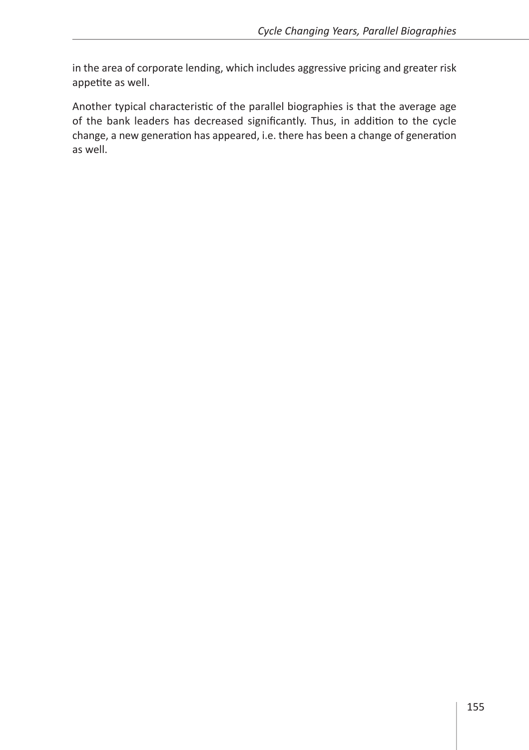in the area of corporate lending, which includes aggressive pricing and greater risk appetite as well.

Another typical characteristic of the parallel biographies is that the average age of the bank leaders has decreased significantly. Thus, in addition to the cycle change, a new generation has appeared, i.e. there has been a change of generation as well.